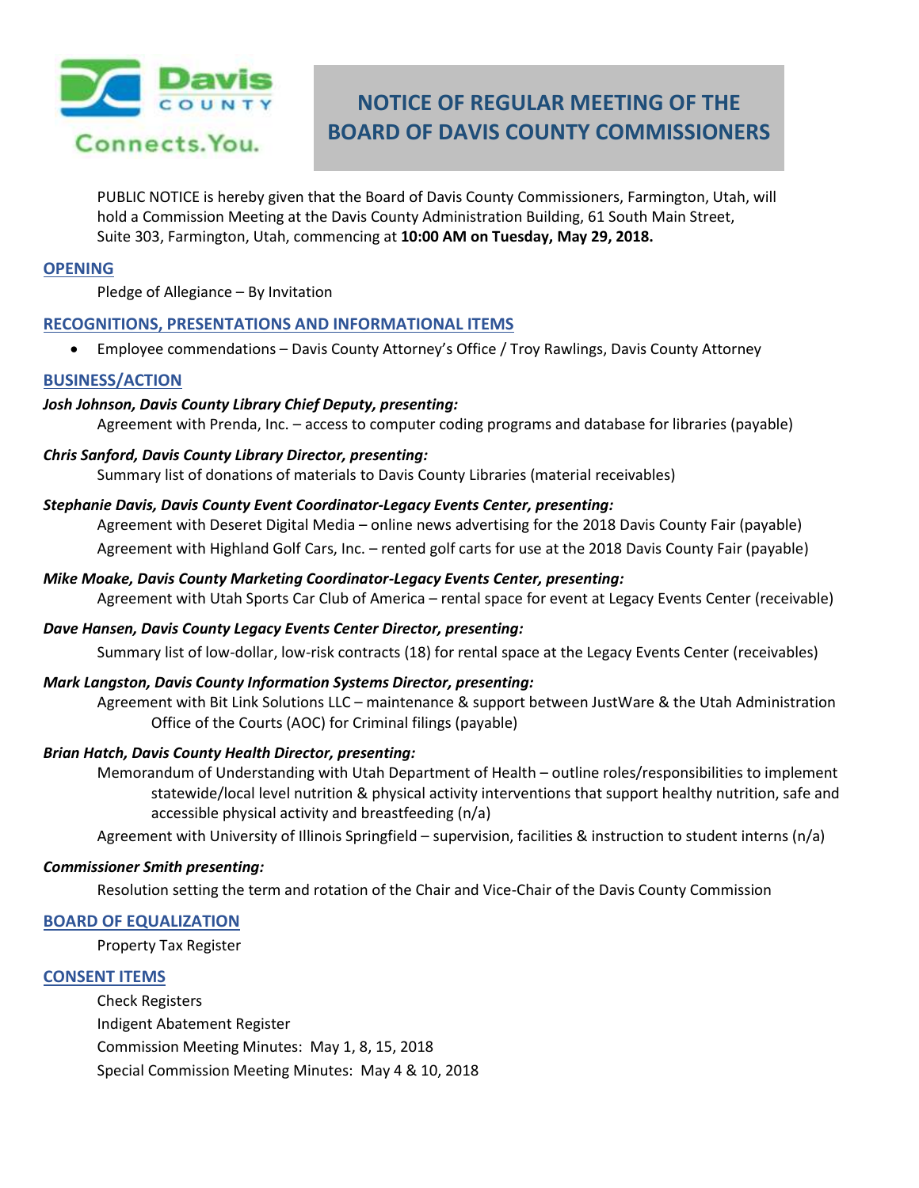Davis County Connects.You.

# NOTICE OF REGULAR MEETING OF THE BOARD OF DAVIS COUNTY COMMISSIONERS

PUBLIC NOTICE is hereby given that the Board of Davis County Commissioners, Farmington, Utah, will hold a Commission Meeting at the Davis County Administration Building, 61 South Main Street, Suite 303, Farmington, Utah, commencing at **10:00 AM on Tuesday, May 29, 2018.**

## OPENING

Pledge of Allegiance – By Invitation

## RECOGNITIONS, PRESENTATIONS AND INFORMATIONAL ITEMS

- Employee commendations – Davis County Attorney's Office / Troy Rawlings, Davis County Attorney

## BUSINESS/ACTION

***Josh Johnson, Davis County Library Chief Deputy, presenting:***

Agreement with Prenda, Inc. – access to computer coding programs and database for libraries (payable)

***Chris Sanford, Davis County Library Director, presenting:***

Summary list of donations of materials to Davis County Libraries (material receivables)

***Stephanie Davis, Davis County Event Coordinator-Legacy Events Center, presenting:***

Agreement with Deseret Digital Media – online news advertising for the 2018 Davis County Fair (payable)

Agreement with Highland Golf Cars, Inc. – rented golf carts for use at the 2018 Davis County Fair (payable)

***Mike Moake, Davis County Marketing Coordinator-Legacy Events Center, presenting:***

Agreement with Utah Sports Car Club of America – rental space for event at Legacy Events Center (receivable)

***Dave Hansen, Davis County Legacy Events Center Director, presenting:***

Summary list of low-dollar, low-risk contracts (18) for rental space at the Legacy Events Center (receivables)

***Mark Langston, Davis County Information Systems Director, presenting:***

Agreement with Bit Link Solutions LLC – maintenance & support between JustWare & the Utah Administration Office of the Courts (AOC) for Criminal filings (payable)

***Brian Hatch, Davis County Health Director, presenting:***

Memorandum of Understanding with Utah Department of Health – outline roles/responsibilities to implement statewide/local level nutrition & physical activity interventions that support healthy nutrition, safe and accessible physical activity and breastfeeding (n/a)

Agreement with University of Illinois Springfield – supervision, facilities & instruction to student interns (n/a)

***Commissioner Smith presenting:***

Resolution setting the term and rotation of the Chair and Vice-Chair of the Davis County Commission

## BOARD OF EQUALIZATION

Property Tax Register

## CONSENT ITEMS

Check Registers

Indigent Abatement Register

Commission Meeting Minutes: May 1, 8, 15, 2018

Special Commission Meeting Minutes: May 4 & 10, 2018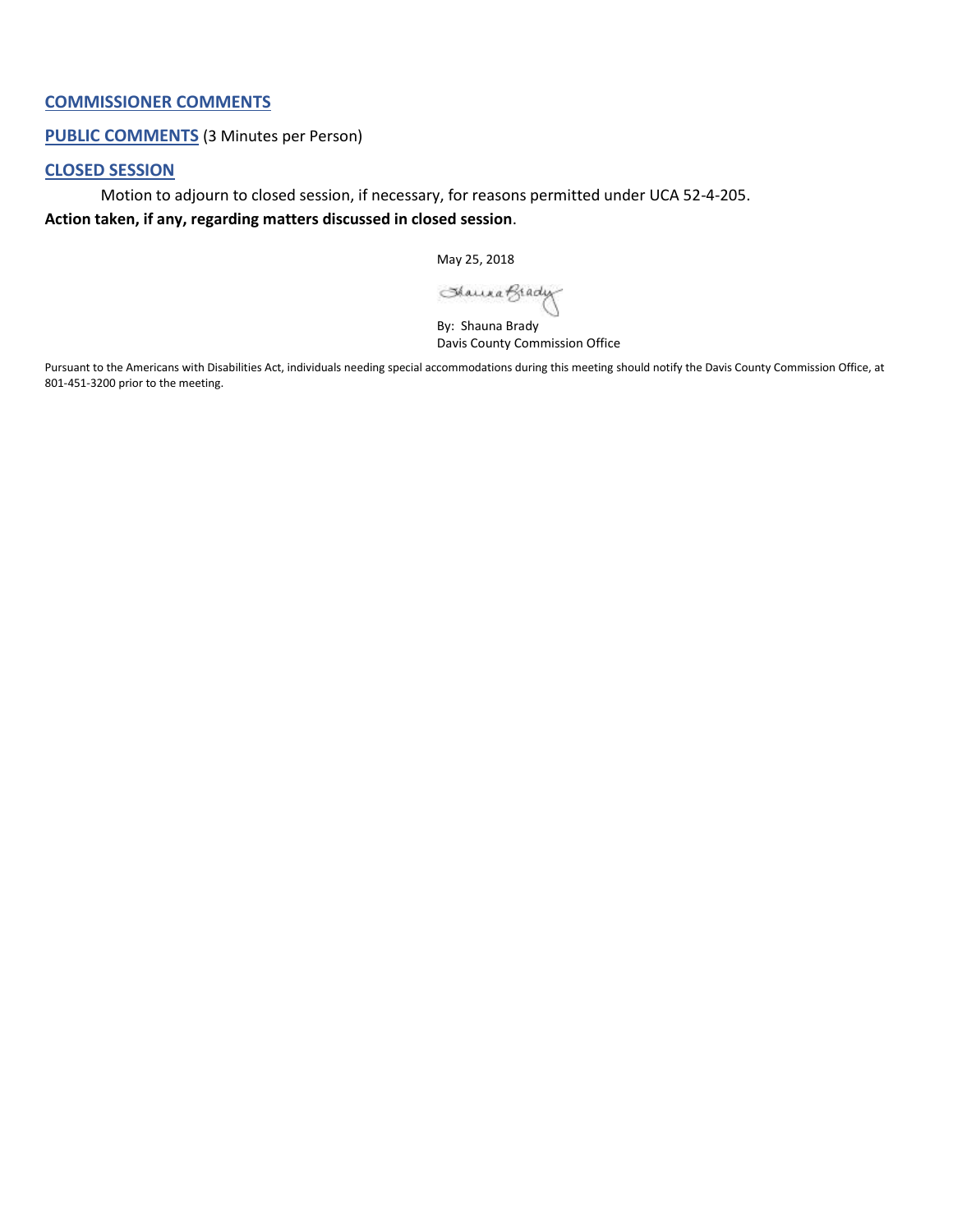## COMMISSIONER COMMENTS

## PUBLIC COMMENTS (3 Minutes per Person)

## CLOSED SESSION

Motion to adjourn to closed session, if necessary, for reasons permitted under UCA 52-4-205.

**Action taken, if any, regarding matters discussed in closed session**.

May 25, 2018

Shauna Brady

By: Shauna Brady
Davis County Commission Office

Pursuant to the Americans with Disabilities Act, individuals needing special accommodations during this meeting should notify the Davis County Commission Office, at 801-451-3200 prior to the meeting.